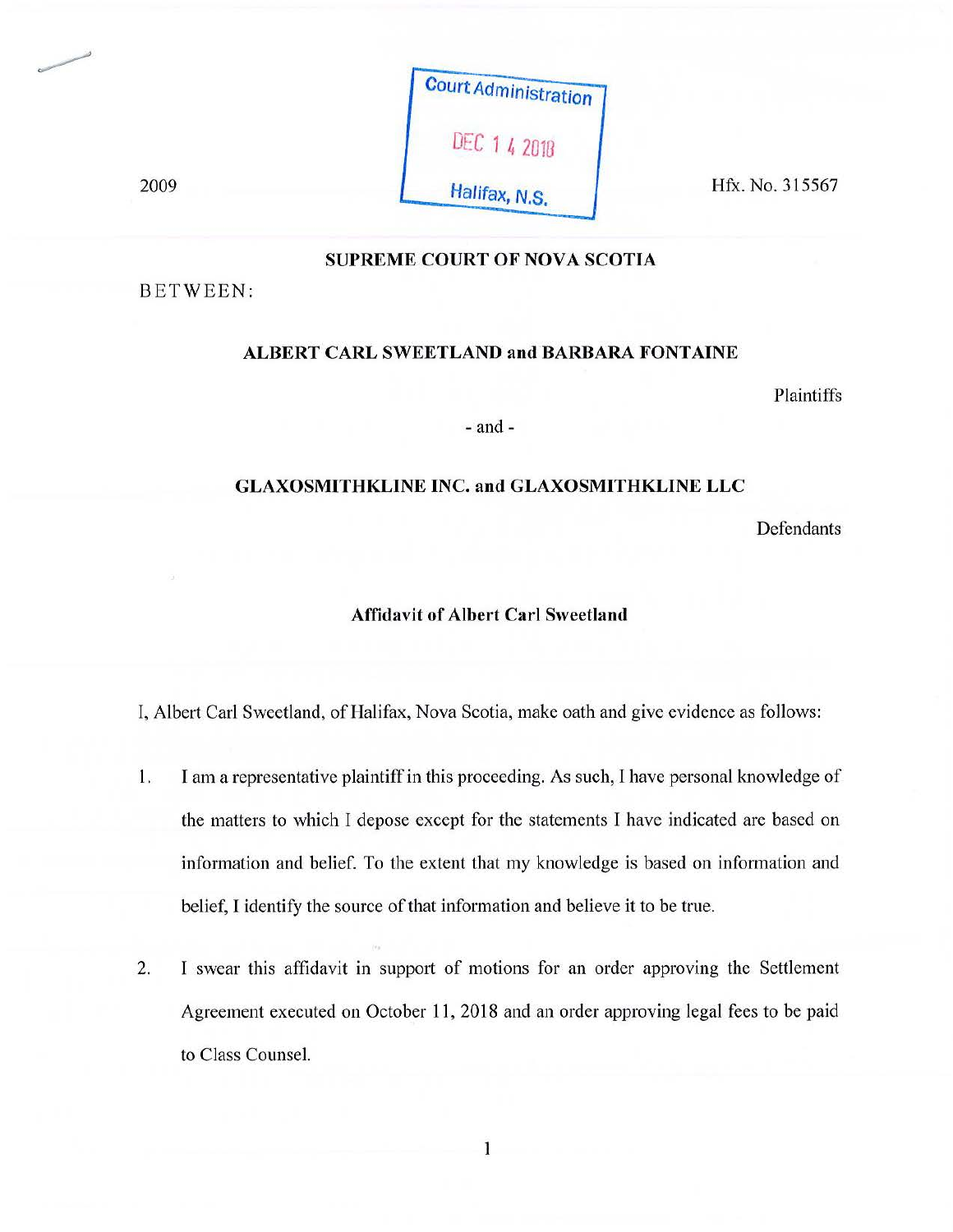Court Administration

DEC 1 4 2018

Halifax, N.S.

2009 Hfx. No. 315567

**SUPREME COURT OF NOVA SCOTIA**

BETWEEN:

**ALBERT CARL SWEETLAND and BARBARA FONTAINE**

Plaintiffs

\- and -

**GLAXOSMITHKLINE INC. and GLAXOSMITHKLINE LLC**

Defendants

**Affidavit of Albert Carl Sweetland**

I, Albert Carl Sweetland, of Halifax, Nova Scotia, make oath and give evidence as follows:

1. I am a representative plaintiff in this proceeding. As such, I have personal knowledge of the matters to which I depose except for the statements I have indicated are based on information and belief. To the extent that my knowledge is based on information and belief, I identify the source of that information and believe it to be true.

2. I swear this affidavit in support of motions for an order approving the Settlement Agreement executed on October 11, 2018 and an order approving legal fees to be paid to Class Counsel.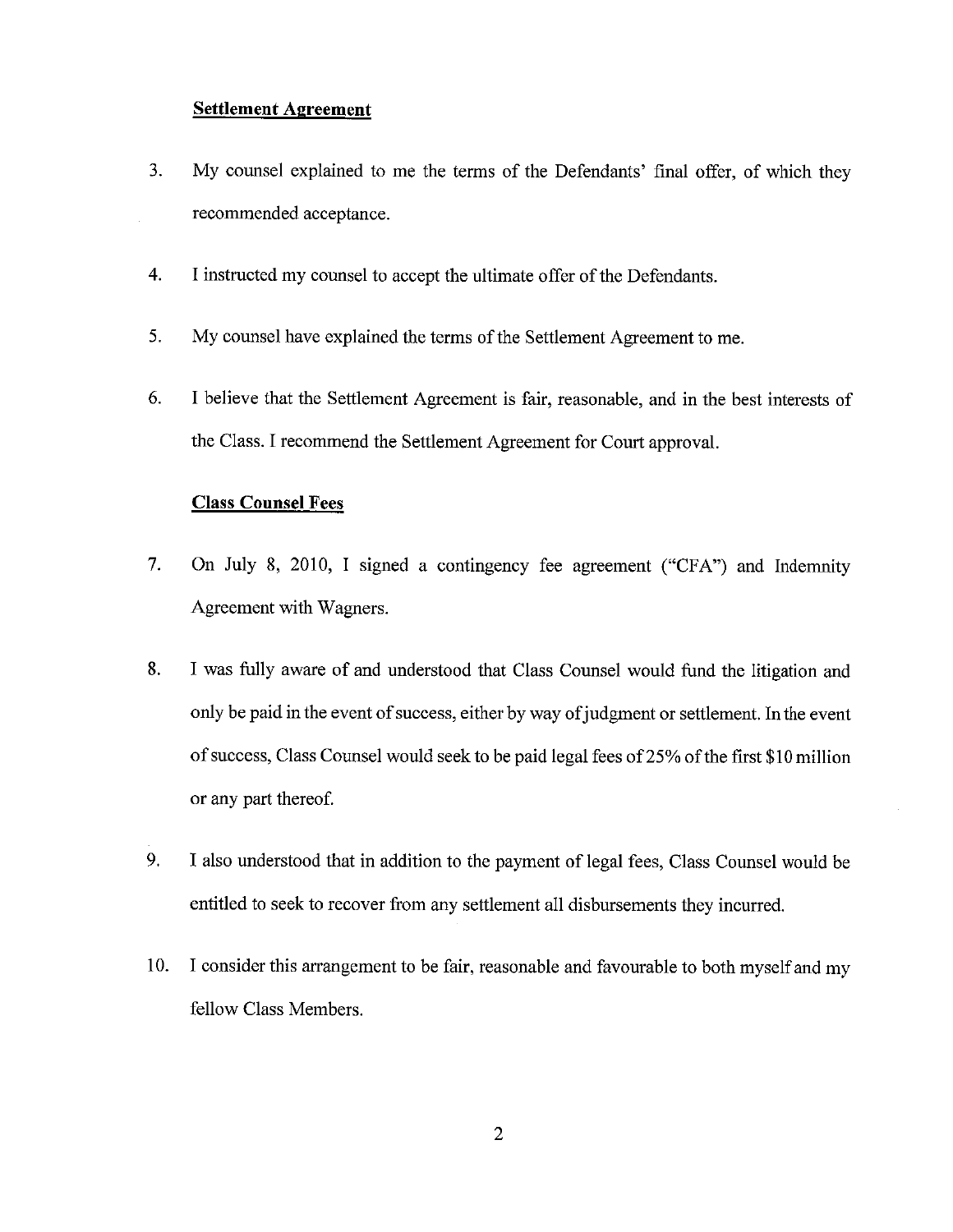**Settlement Agreement**

3. My counsel explained to me the terms of the Defendants' final offer, of which they recommended acceptance.

4. I instructed my counsel to accept the ultimate offer of the Defendants.

5. My counsel have explained the terms of the Settlement Agreement to me.

6. I believe that the Settlement Agreement is fair, reasonable, and in the best interests of the Class. I recommend the Settlement Agreement for Court approval.

**Class Counsel Fees**

7. On July 8, 2010, I signed a contingency fee agreement ("CFA") and Indemnity Agreement with Wagners.

8. I was fully aware of and understood that Class Counsel would fund the litigation and only be paid in the event of success, either by way of judgment or settlement. In the event of success, Class Counsel would seek to be paid legal fees of 25% of the first $10 million or any part thereof.

9. I also understood that in addition to the payment of legal fees, Class Counsel would be entitled to seek to recover from any settlement all disbursements they incurred.

10. I consider this arrangement to be fair, reasonable and favourable to both myself and my fellow Class Members.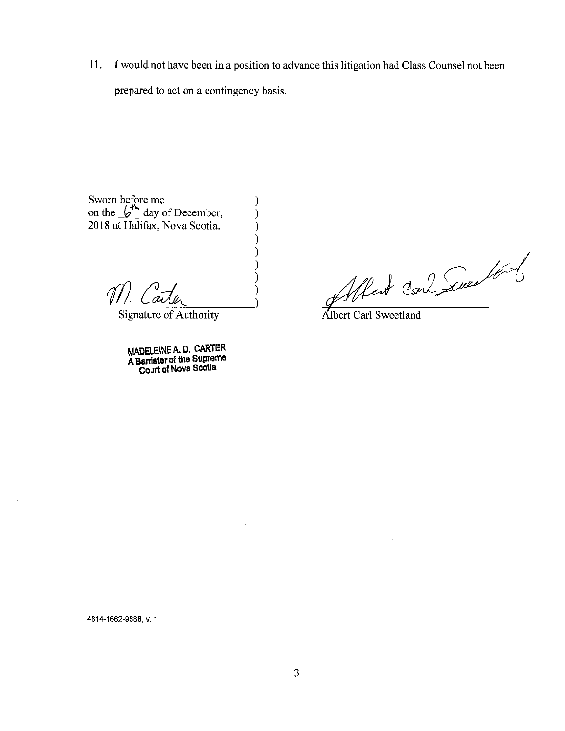11. I would not have been in a position to advance this litigation had Class Counsel not been prepared to act on a contingency basis.

Sworn before me
on the 6th day of December,
2018 at Halifax, Nova Scotia.

M. Carter

Signature of Authority

MADELEINE A. D. CARTER
A Barrister of the Supreme
Court of Nova Scotia

Albert Carl Sweetland

Albert Carl Sweetland

4814-1662-9888, v. 1